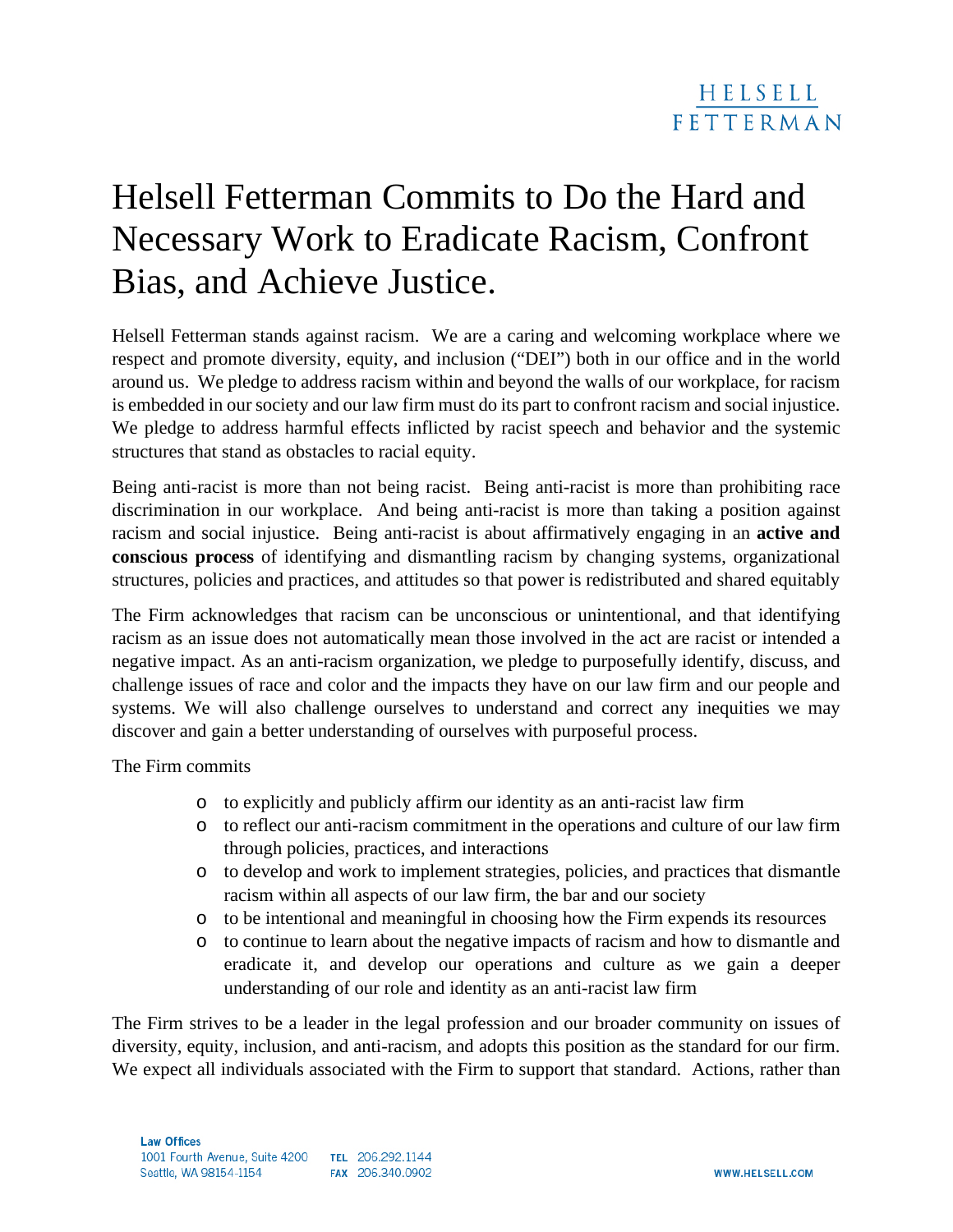# Helsell Fetterman Commits to Do the Hard and Necessary Work to Eradicate Racism, Confront Bias, and Achieve Justice.

Helsell Fetterman stands against racism. We are a caring and welcoming workplace where we respect and promote diversity, equity, and inclusion ("DEI") both in our office and in the world around us. We pledge to address racism within and beyond the walls of our workplace, for racism is embedded in our society and our law firm must do its part to confront racism and social injustice. We pledge to address harmful effects inflicted by racist speech and behavior and the systemic structures that stand as obstacles to racial equity.

Being anti-racist is more than not being racist. Being anti-racist is more than prohibiting race discrimination in our workplace. And being anti-racist is more than taking a position against racism and social injustice. Being anti-racist is about affirmatively engaging in an **active and conscious process** of identifying and dismantling racism by changing systems, organizational structures, policies and practices, and attitudes so that power is redistributed and shared equitably

The Firm acknowledges that racism can be unconscious or unintentional, and that identifying racism as an issue does not automatically mean those involved in the act are racist or intended a negative impact. As an anti-racism organization, we pledge to purposefully identify, discuss, and challenge issues of race and color and the impacts they have on our law firm and our people and systems. We will also challenge ourselves to understand and correct any inequities we may discover and gain a better understanding of ourselves with purposeful process.

The Firm commits

- to explicitly and publicly affirm our identity as an anti-racist law firm
- to reflect our anti-racism commitment in the operations and culture of our law firm through policies, practices, and interactions
- to develop and work to implement strategies, policies, and practices that dismantle racism within all aspects of our law firm, the bar and our society
- to be intentional and meaningful in choosing how the Firm expends its resources
- to continue to learn about the negative impacts of racism and how to dismantle and eradicate it, and develop our operations and culture as we gain a deeper understanding of our role and identity as an anti-racist law firm

The Firm strives to be a leader in the legal profession and our broader community on issues of diversity, equity, inclusion, and anti-racism, and adopts this position as the standard for our firm. We expect all individuals associated with the Firm to support that standard. Actions, rather than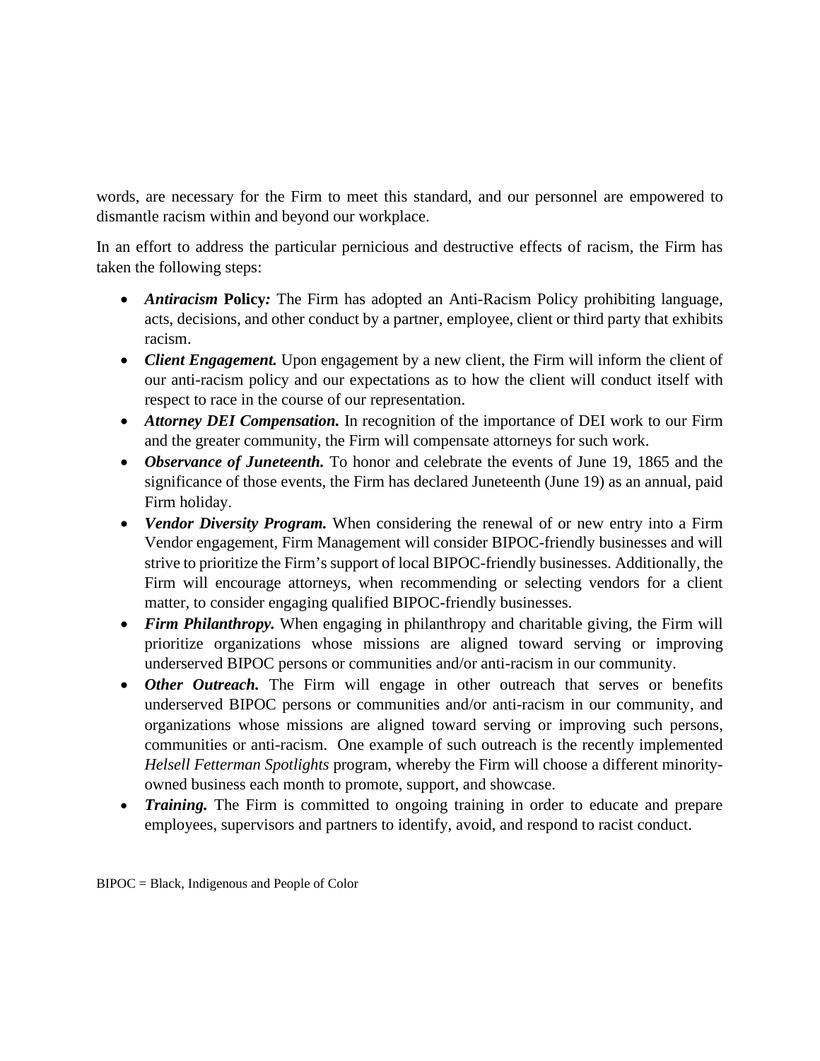words, are necessary for the Firm to meet this standard, and our personnel are empowered to dismantle racism within and beyond our workplace.

In an effort to address the particular pernicious and destructive effects of racism, the Firm has taken the following steps:

- ***Antiracism* Policy*:*** The Firm has adopted an Anti-Racism Policy prohibiting language, acts, decisions, and other conduct by a partner, employee, client or third party that exhibits racism.
- ***Client Engagement.*** Upon engagement by a new client, the Firm will inform the client of our anti-racism policy and our expectations as to how the client will conduct itself with respect to race in the course of our representation.
- ***Attorney DEI Compensation.*** In recognition of the importance of DEI work to our Firm and the greater community, the Firm will compensate attorneys for such work.
- ***Observance of Juneteenth.*** To honor and celebrate the events of June 19, 1865 and the significance of those events, the Firm has declared Juneteenth (June 19) as an annual, paid Firm holiday.
- ***Vendor Diversity Program.*** When considering the renewal of or new entry into a Firm Vendor engagement, Firm Management will consider BIPOC-friendly businesses and will strive to prioritize the Firm's support of local BIPOC-friendly businesses. Additionally, the Firm will encourage attorneys, when recommending or selecting vendors for a client matter, to consider engaging qualified BIPOC-friendly businesses.
- ***Firm Philanthropy.*** When engaging in philanthropy and charitable giving, the Firm will prioritize organizations whose missions are aligned toward serving or improving underserved BIPOC persons or communities and/or anti-racism in our community.
- ***Other Outreach.*** The Firm will engage in other outreach that serves or benefits underserved BIPOC persons or communities and/or anti-racism in our community, and organizations whose missions are aligned toward serving or improving such persons, communities or anti-racism. One example of such outreach is the recently implemented *Helsell Fetterman Spotlights* program, whereby the Firm will choose a different minority-owned business each month to promote, support, and showcase.
- ***Training.*** The Firm is committed to ongoing training in order to educate and prepare employees, supervisors and partners to identify, avoid, and respond to racist conduct.

BIPOC = Black, Indigenous and People of Color